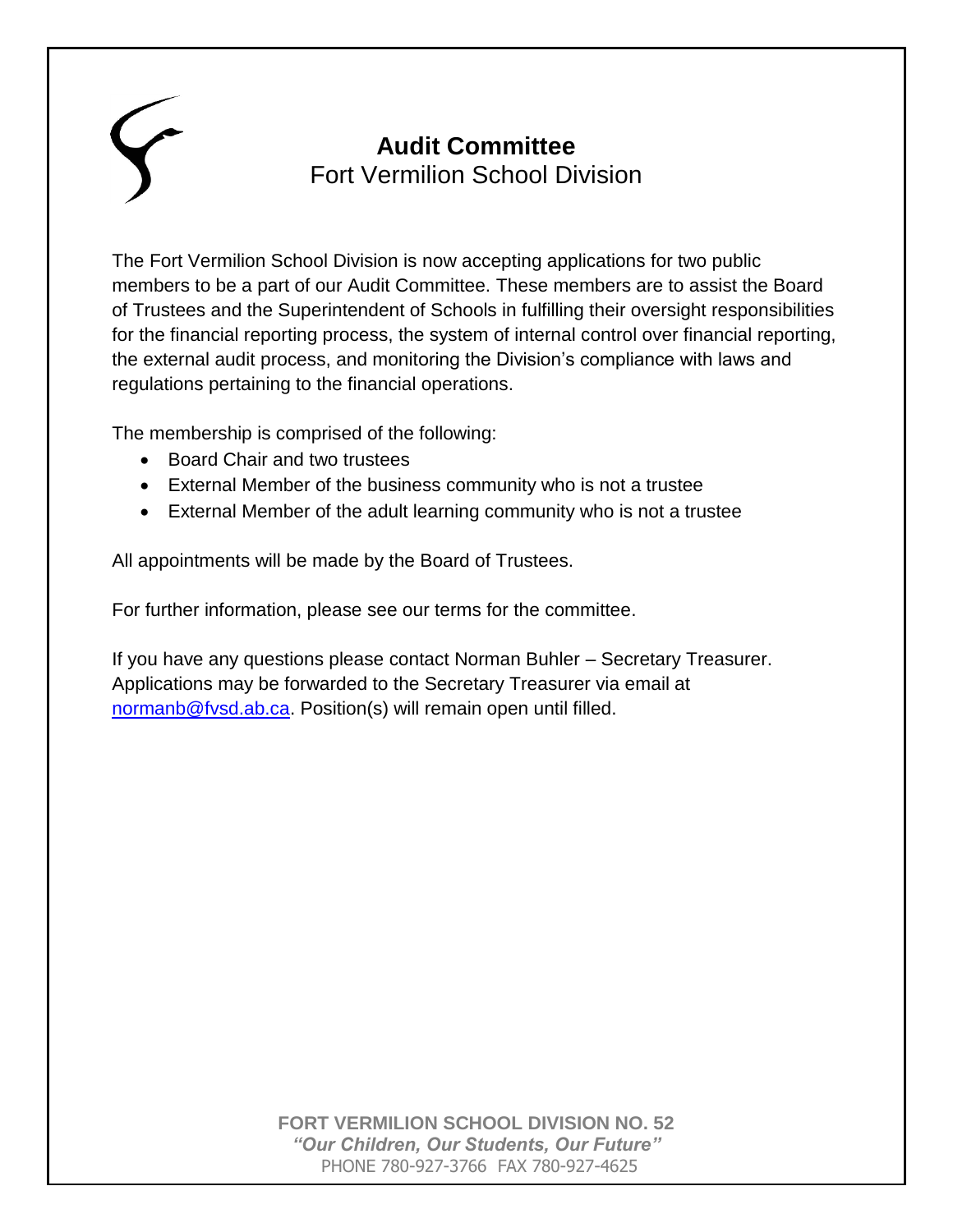# Audit Committee

## Fort Vermilion School Division

The Fort Vermilion School Division is now accepting applications for two public members to be a part of our Audit Committee. These members are to assist the Board of Trustees and the Superintendent of Schools in fulfilling their oversight responsibilities for the financial reporting process, the system of internal control over financial reporting, the external audit process, and monitoring the Division's compliance with laws and regulations pertaining to the financial operations.

The membership is comprised of the following:

- Board Chair and two trustees
- External Member of the business community who is not a trustee
- External Member of the adult learning community who is not a trustee

All appointments will be made by the Board of Trustees.

For further information, please see our terms for the committee.

If you have any questions please contact Norman Buhler – Secretary Treasurer. Applications may be forwarded to the Secretary Treasurer via email at normanb@fvsd.ab.ca. Position(s) will remain open until filled.

**FORT VERMILION SCHOOL DIVISION NO. 52**
***"Our Children, Our Students, Our Future"***
PHONE 780-927-3766 FAX 780-927-4625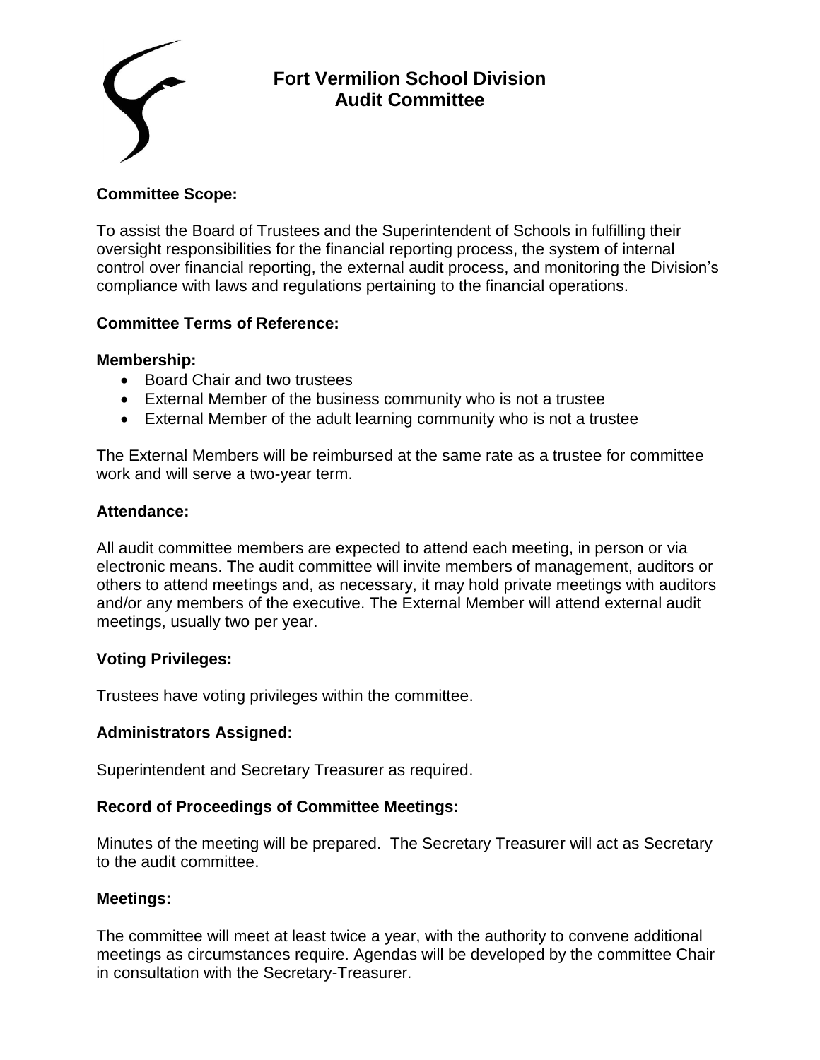# Fort Vermilion School Division
## Audit Committee

**Committee Scope:**

To assist the Board of Trustees and the Superintendent of Schools in fulfilling their oversight responsibilities for the financial reporting process, the system of internal control over financial reporting, the external audit process, and monitoring the Division's compliance with laws and regulations pertaining to the financial operations.

**Committee Terms of Reference:**

**Membership:**

- Board Chair and two trustees
- External Member of the business community who is not a trustee
- External Member of the adult learning community who is not a trustee

The External Members will be reimbursed at the same rate as a trustee for committee work and will serve a two-year term.

**Attendance:**

All audit committee members are expected to attend each meeting, in person or via electronic means. The audit committee will invite members of management, auditors or others to attend meetings and, as necessary, it may hold private meetings with auditors and/or any members of the executive. The External Member will attend external audit meetings, usually two per year.

**Voting Privileges:**

Trustees have voting privileges within the committee.

**Administrators Assigned:**

Superintendent and Secretary Treasurer as required.

**Record of Proceedings of Committee Meetings:**

Minutes of the meeting will be prepared. The Secretary Treasurer will act as Secretary to the audit committee.

**Meetings:**

The committee will meet at least twice a year, with the authority to convene additional meetings as circumstances require. Agendas will be developed by the committee Chair in consultation with the Secretary-Treasurer.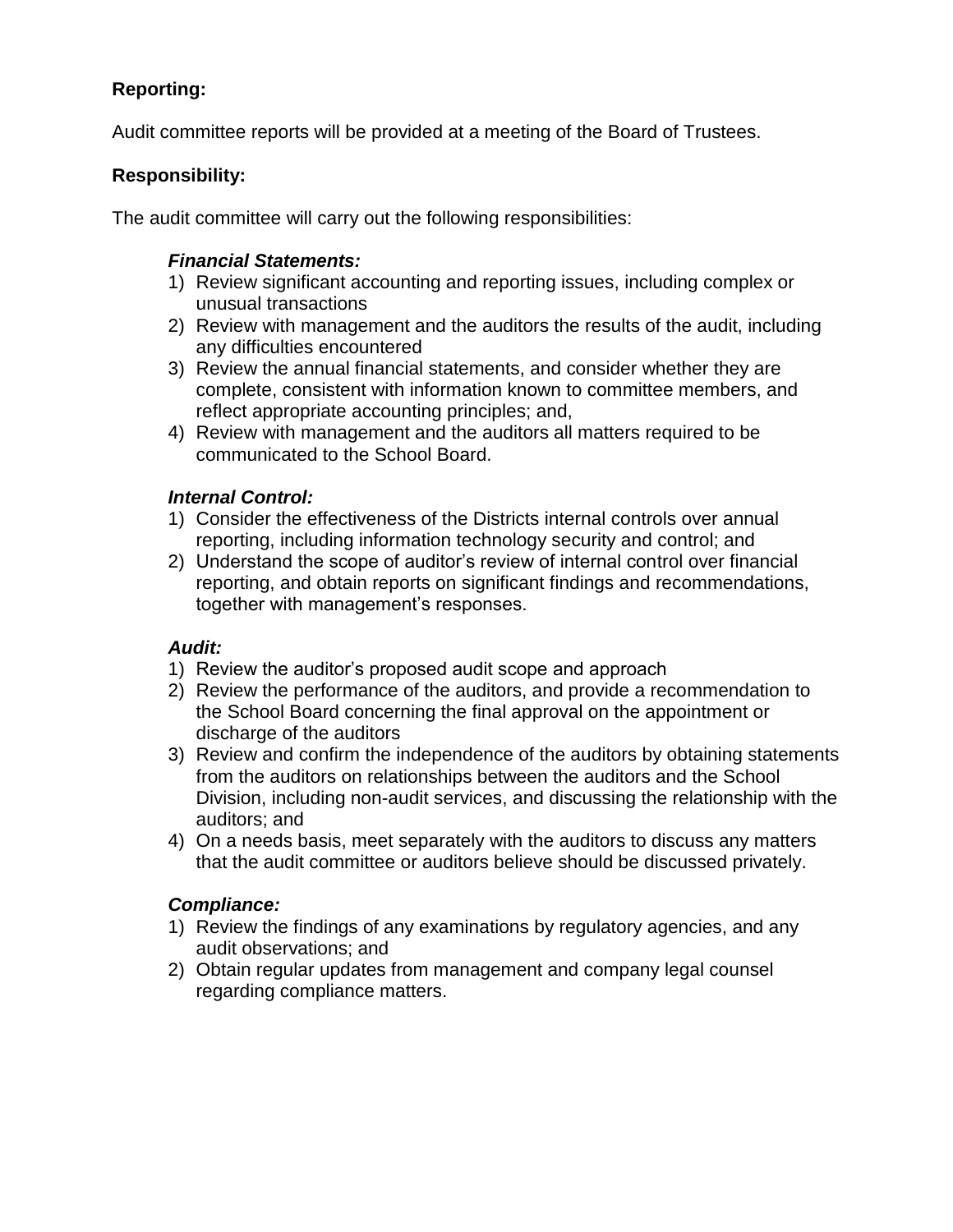**Reporting:**

Audit committee reports will be provided at a meeting of the Board of Trustees.

**Responsibility:**

The audit committee will carry out the following responsibilities:

***Financial Statements:***

1) Review significant accounting and reporting issues, including complex or unusual transactions
2) Review with management and the auditors the results of the audit, including any difficulties encountered
3) Review the annual financial statements, and consider whether they are complete, consistent with information known to committee members, and reflect appropriate accounting principles; and,
4) Review with management and the auditors all matters required to be communicated to the School Board.

***Internal Control:***

1) Consider the effectiveness of the Districts internal controls over annual reporting, including information technology security and control; and
2) Understand the scope of auditor's review of internal control over financial reporting, and obtain reports on significant findings and recommendations, together with management's responses.

***Audit:***

1) Review the auditor's proposed audit scope and approach
2) Review the performance of the auditors, and provide a recommendation to the School Board concerning the final approval on the appointment or discharge of the auditors
3) Review and confirm the independence of the auditors by obtaining statements from the auditors on relationships between the auditors and the School Division, including non-audit services, and discussing the relationship with the auditors; and
4) On a needs basis, meet separately with the auditors to discuss any matters that the audit committee or auditors believe should be discussed privately.

***Compliance:***

1) Review the findings of any examinations by regulatory agencies, and any audit observations; and
2) Obtain regular updates from management and company legal counsel regarding compliance matters.